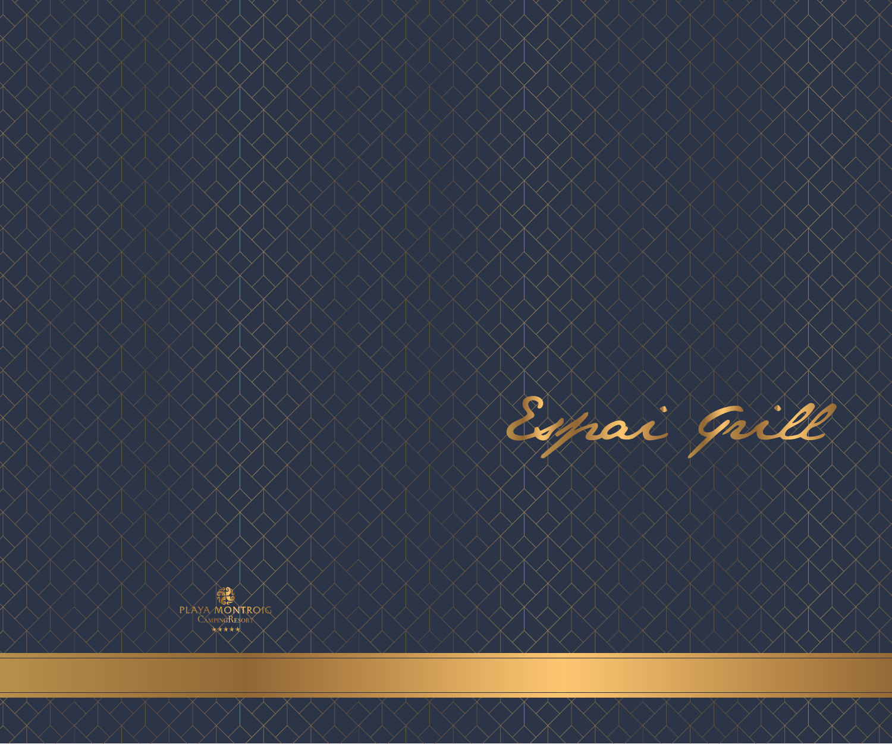# Espai Grill

PLAYA MONTROIG
CampingResort
★★★★★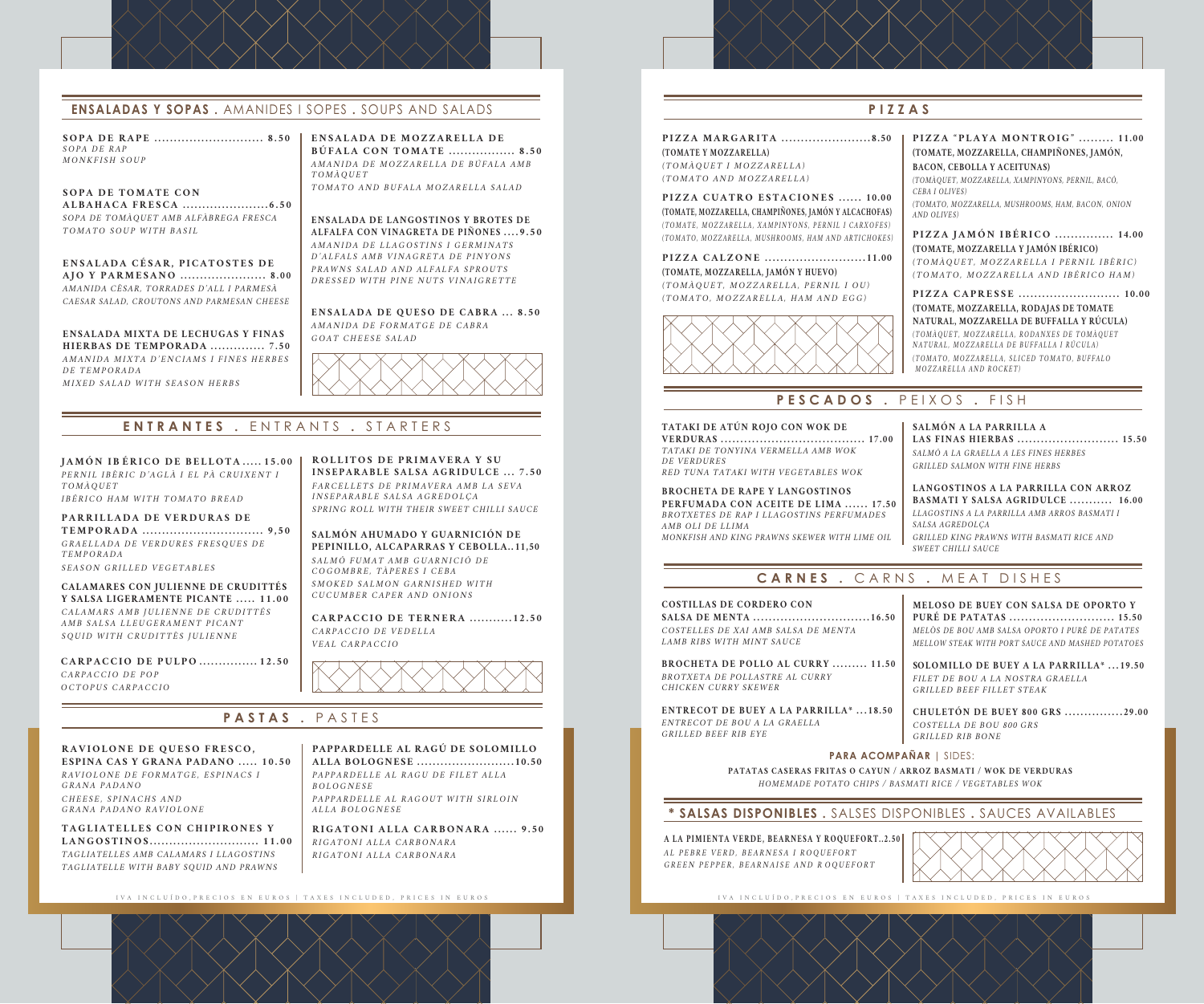## ENSALADAS Y SOPAS . AMANIDES I SOPES . SOUPS AND SALADS

**SOPA DE RAPE ........................... 8.50**
*SOPA DE RAP*
*MONKFISH SOUP*

**SOPA DE TOMATE CON ALBAHACA FRESCA ......................6.50**
*SOPA DE TOMÀQUET AMB ALFÀBREGA FRESCA*
*TOMATO SOUP WITH BASIL*

**ENSALADA CÉSAR, PICATOSTES DE AJO Y PARMESANO ...................... 8.00**
*AMANIDA CÈSAR, TORRADES D'ALL I PARMESÀ*
*CAESAR SALAD, CROUTONS AND PARMESAN CHEESE*

**ENSALADA MIXTA DE LECHUGAS Y FINAS HIERBAS DE TEMPORADA .............. 7.50**
*AMANIDA MIXTA D'ENCIAMS I FINES HERBES DE TEMPORADA*
*MIXED SALAD WITH SEASON HERBS*

**ENSALADA DE MOZZARELLA DE BÚFALA CON TOMATE ................. 8.50**
*AMANIDA DE MOZZARELLA DE BÚFALA AMB TOMÀQUET*
*TOMATO AND BUFALA MOZARELLA SALAD*

**ENSALADA DE LANGOSTINOS Y BROTES DE ALFALFA CON VINAGRETA DE PIÑONES ....9.50**
*AMANIDA DE LLAGOSTINS I GERMINATS D'ALFALS AMB VINAGRETA DE PINYONS*
*PRAWNS SALAD AND ALFALFA SPROUTS DRESSED WITH PINE NUTS VINAIGRETTE*

**ENSALADA DE QUESO DE CABRA ... 8.50**
*AMANIDA DE FORMATGE DE CABRA*
*GOAT CHEESE SALAD*

## ENTRANTES . ENTRANTS . STARTERS

**JAMÓN IBÉRICO DE BELLOTA..... 15.00**
*PERNIL IBÈRIC D'AGLÀ I EL PÀ CRUIXENT I TOMÀQUET*
*IBÉRICO HAM WITH TOMATO BREAD*

**PARRILLADA DE VERDURAS DE TEMPORADA .............................. 9,50**
*GRAELLADA DE VERDURES FRESQUES DE TEMPORADA*
*SEASON GRILLED VEGETABLES*

**CALAMARES CON JULIENNE DE CRUDITTÉS Y SALSA LIGERAMENTE PICANTE ..... 11.00**
*CALAMARS AMB JULIENNE DE CRUDITTÉS AMB SALSA LLEUGERAMENT PICANT*
*SQUID WITH CRUDITTÉS JULIENNE*

**CARPACCIO DE PULPO ............... 12.50**
*CARPACCIO DE POP*
*OCTOPUS CARPACCIO*

**ROLLITOS DE PRIMAVERA Y SU INSEPARABLE SALSA AGRIDULCE ... 7.50**
*FARCELLETS DE PRIMAVERA AMB LA SEVA INSEPARABLE SALSA AGREDOLÇA*
*SPRING ROLL WITH THEIR SWEET CHILLI SAUCE*

**SALMÓN AHUMADO Y GUARNICIÓN DE PEPINILLO, ALCAPARRAS Y CEBOLLA..11,50**
*SALMÓ FUMAT AMB GUARNICIÓ DE COGOMBRE, TÀPERES I CEBA*
*SMOKED SALMON GARNISHED WITH CUCUMBER CAPER AND ONIONS*

**CARPACCIO DE TERNERA ...........12.50**
*CARPACCIO DE VEDELLA*
*VEAL CARPACCIO*

## PASTAS . PASTES

**RAVIOLONE DE QUESO FRESCO, ESPINA CAS Y GRANA PADANO ..... 10.50**
*RAVIOLONE DE FORMATGE, ESPINACS I GRANA PADANO*
*CHEESE, SPINACHS AND GRANA PADANO RAVIOLONE*

**TAGLIATELLES CON CHIPIRONES Y LANGOSTINOS............................ 11.00**
*TAGLIATELLES AMB CALAMARS I LLAGOSTINS*
*TAGLIATELLE WITH BABY SQUID AND PRAWNS*

**PAPPARDELLE AL RAGÚ DE SOLOMILLO ALLA BOLOGNESE .........................10.50**
*PAPPARDELLE AL RAGU DE FILET ALLA BOLOGNESE*
*PAPPARDELLE AL RAGOUT WITH SIRLOIN ALLA BOLOGNESE*

**RIGATONI ALLA CARBONARA ...... 9.50**
*RIGATONI ALLA CARBONARA*
*RIGATONI ALLA CARBONARA*

IVA INCLUÍDO,PRECIOS EN EUROS | TAXES INCLUDED, PRICES IN EUROS

## PIZZAS

**PIZZA MARGARITA .......................8.50**
**(TOMATE Y MOZZARELLA)**
*(TOMÀQUET I MOZZARELLA)*
*(TOMATO AND MOZZARELLA)*

**PIZZA CUATRO ESTACIONES ...... 10.00**
**(TOMATE, MOZZARELLA, CHAMPIÑONES, JAMÓN Y ALCACHOFAS)**
*(TOMATE, MOZZARELLA, XAMPINYONS, PERNIL I CARXOFES)*
*(TOMATO, MOZZARELLA, MUSHROOMS, HAM AND ARTICHOKES)*

**PIZZA CALZONE ..........................11.00**
**(TOMATE, MOZZARELLA, JAMÓN Y HUEVO)**
*(TOMÀQUET, MOZZARELLA, PERNIL I OU)*
*(TOMATO, MOZZARELLA, HAM AND EGG)*

**PIZZA "PLAYA MONTROIG" ......... 11.00**
**(TOMATE, MOZZARELLA, CHAMPIÑONES, JAMÓN, BACON, CEBOLLA Y ACEITUNAS)**
*(TOMÀQUET, MOZZARELLA, XAMPINYONS, PERNIL, BACÓ, CEBA I OLIVES)*
*(TOMATO, MOZZARELLA, MUSHROOMS, HAM, BACON, ONION AND OLIVES)*

**PIZZA JAMÓN IBÉRICO ............... 14.00**
**(TOMATE, MOZZARELLA Y JAMÓN IBÉRICO)**
*(TOMÀQUET, MOZZARELLA I PERNIL IBÈRIC)*
*(TOMATO, MOZZARELLA AND IBÉRICO HAM)*

**PIZZA CAPRESSE .......................... 10.00**
**(TOMATE, MOZZARELLA, RODAJAS DE TOMATE NATURAL, MOZZARELLA DE BUFFALLA Y RÚCULA)**
*(TOMÀQUET, MOZZARELLA, RODANXES DE TOMÀQUET NATURAL, MOZZARELLA DE BUFFALLA I RÚCULA)*
*(TOMATO, MOZZARELLA, SLICED TOMATO, BUFFALO MOZZARELLA AND ROCKET)*

## PESCADOS . PEIXOS . FISH

**TATAKI DE ATÚN ROJO CON WOK DE VERDURAS .................................... 17.00**
*TATAKI DE TONYINA VERMELLA AMB WOK DE VERDURES*
*RED TUNA TATAKI WITH VEGETABLES WOK*

**BROCHETA DE RAPE Y LANGOSTINOS PERFUMADA CON ACEITE DE LIMA ...... 17.50**
*BROTXETES DE RAP I LLAGOSTINS PERFUMADES AMB OLI DE LLIMA*
*MONKFISH AND KING PRAWNS SKEWER WITH LIME OIL*

**SALMÓN A LA PARRILLA A LAS FINAS HIERBAS .......................... 15.50**
*SALMÓ A LA GRAELLA A LES FINES HERBES*
*GRILLED SALMON WITH FINE HERBS*

**LANGOSTINOS A LA PARRILLA CON ARROZ BASMATI Y SALSA AGRIDULCE ........... 16.00**
*LLAGOSTINS A LA PARRILLA AMB ARROS BASMATI I SALSA AGREDOLÇA*
*GRILLED KING PRAWNS WITH BASMATI RICE AND SWEET CHILLI SAUCE*

## CARNES . CARNS . MEAT DISHES

**COSTILLAS DE CORDERO CON SALSA DE MENTA ..............................16.50**
*COSTELLES DE XAI AMB SALSA DE MENTA*
*LAMB RIBS WITH MINT SAUCE*

**BROCHETA DE POLLO AL CURRY ......... 11.50**
*BROTXETA DE POLLASTRE AL CURRY*
*CHICKEN CURRY SKEWER*

**ENTRECOT DE BUEY A LA PARRILLA* ...18.50**
*ENTRECOT DE BOU A LA GRAELLA*
*GRILLED BEEF RIB EYE*

**MELOSO DE BUEY CON SALSA DE OPORTO Y PURÉ DE PATATAS ........................... 15.50**
*MELÓS DE BOU AMB SALSA OPORTO I PURÉ DE PATATES*
*MELLOW STEAK WITH PORT SAUCE AND MASHED POTATOES*

**SOLOMILLO DE BUEY A LA PARRILLA* ...19.50**
*FILET DE BOU A LA NOSTRA GRAELLA*
*GRILLED BEEF FILLET STEAK*

**CHULETÓN DE BUEY 800 GRS ...............29.00**
*COSTELLA DE BOU 800 GRS*
*GRILLED RIB BONE*

**PARA ACOMPAÑAR** | SIDES:
**PATATAS CASERAS FRITAS O CAYUN / ARROZ BASMATI / WOK DE VERDURAS**
*HOMEMADE POTATO CHIPS / BASMATI RICE / VEGETABLES WOK*

## * SALSAS DISPONIBLES . SALSES DISPONIBLES . SAUCES AVAILABLES

**A LA PIMIENTA VERDE, BEARNESA Y ROQUEFORT..2.50**
*AL PEBRE VERD, BEARNESA I ROQUEFORT*
*GREEN PEPPER, BEARNAISE AND ROQUEFORT*

IVA INCLUÍDO,PRECIOS EN EUROS | TAXES INCLUDED, PRICES IN EUROS